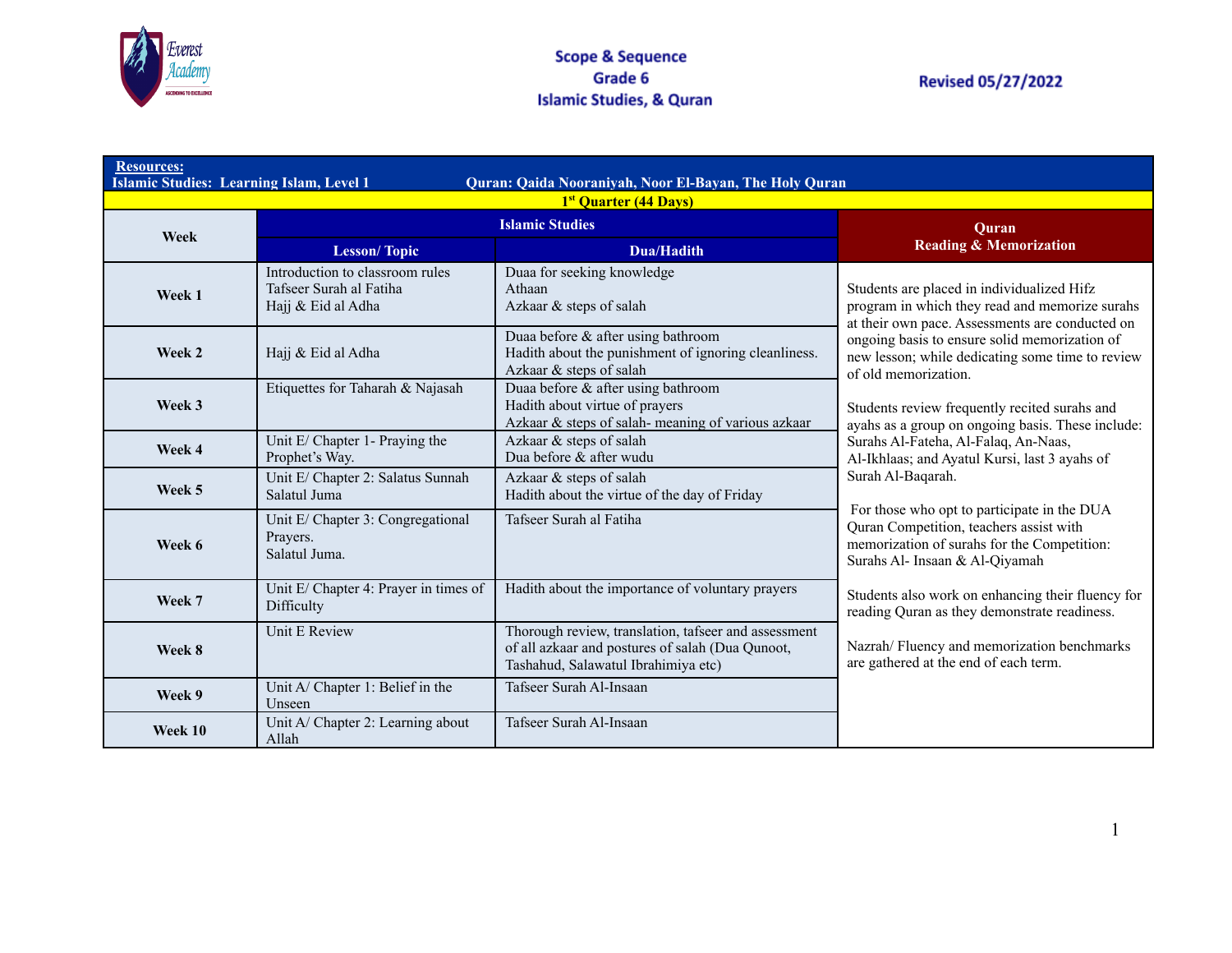# Scope & Sequence
## Grade 6
## Islamic Studies, & Quran

Revised 05/27/2022

**Resources:**
**Islamic Studies: Learning Islam, Level 1** **Quran: Qaida Nooraniyah, Noor El-Bayan, The Holy Quran**

| 1st Quarter (44 Days) | | | |
|---|---|---|---|
| **Week** | **Islamic Studies** | | **Quran Reading & Memorization** |
| | **Lesson/ Topic** | **Dua/Hadith** | |
| **Week 1** | Introduction to classroom rules<br>Tafseer Surah al Fatiha<br>Hajj & Eid al Adha | Duaa for seeking knowledge<br>Athaan<br>Azkaar & steps of salah | Students are placed in individualized Hifz program in which they read and memorize surahs at their own pace. Assessments are conducted on ongoing basis to ensure solid memorization of new lesson; while dedicating some time to review of old memorization.<br><br>Students review frequently recited surahs and ayahs as a group on ongoing basis. These include: Surahs Al-Fateha, Al-Falaq, An-Naas, Al-Ikhlaas; and Ayatul Kursi, last 3 ayahs of Surah Al-Baqarah.<br><br>For those who opt to participate in the DUA Quran Competition, teachers assist with memorization of surahs for the Competition: Surahs Al- Insaan & Al-Qiyamah<br><br>Students also work on enhancing their fluency for reading Quran as they demonstrate readiness.<br><br>Nazrah/ Fluency and memorization benchmarks are gathered at the end of each term. |
| **Week 2** | Hajj & Eid al Adha | Duaa before & after using bathroom<br>Hadith about the punishment of ignoring cleanliness.<br>Azkaar & steps of salah | |
| **Week 3** | Etiquettes for Taharah & Najasah | Duaa before & after using bathroom<br>Hadith about virtue of prayers<br>Azkaar & steps of salah- meaning of various azkaar | |
| **Week 4** | Unit E/ Chapter 1- Praying the Prophet's Way. | Azkaar & steps of salah<br>Dua before & after wudu | |
| **Week 5** | Unit E/ Chapter 2: Salatus Sunnah<br>Salatul Juma | Azkaar & steps of salah<br>Hadith about the virtue of the day of Friday | |
| **Week 6** | Unit E/ Chapter 3: Congregational Prayers.<br>Salatul Juma. | Tafseer Surah al Fatiha | |
| **Week 7** | Unit E/ Chapter 4: Prayer in times of Difficulty | Hadith about the importance of voluntary prayers | |
| **Week 8** | Unit E Review | Thorough review, translation, tafseer and assessment of all azkaar and postures of salah (Dua Qunoot, Tashahud, Salawatul Ibrahimiya etc) | |
| **Week 9** | Unit A/ Chapter 1: Belief in the Unseen | Tafseer Surah Al-Insaan | |
| **Week 10** | Unit A/ Chapter 2: Learning about Allah | Tafseer Surah Al-Insaan | |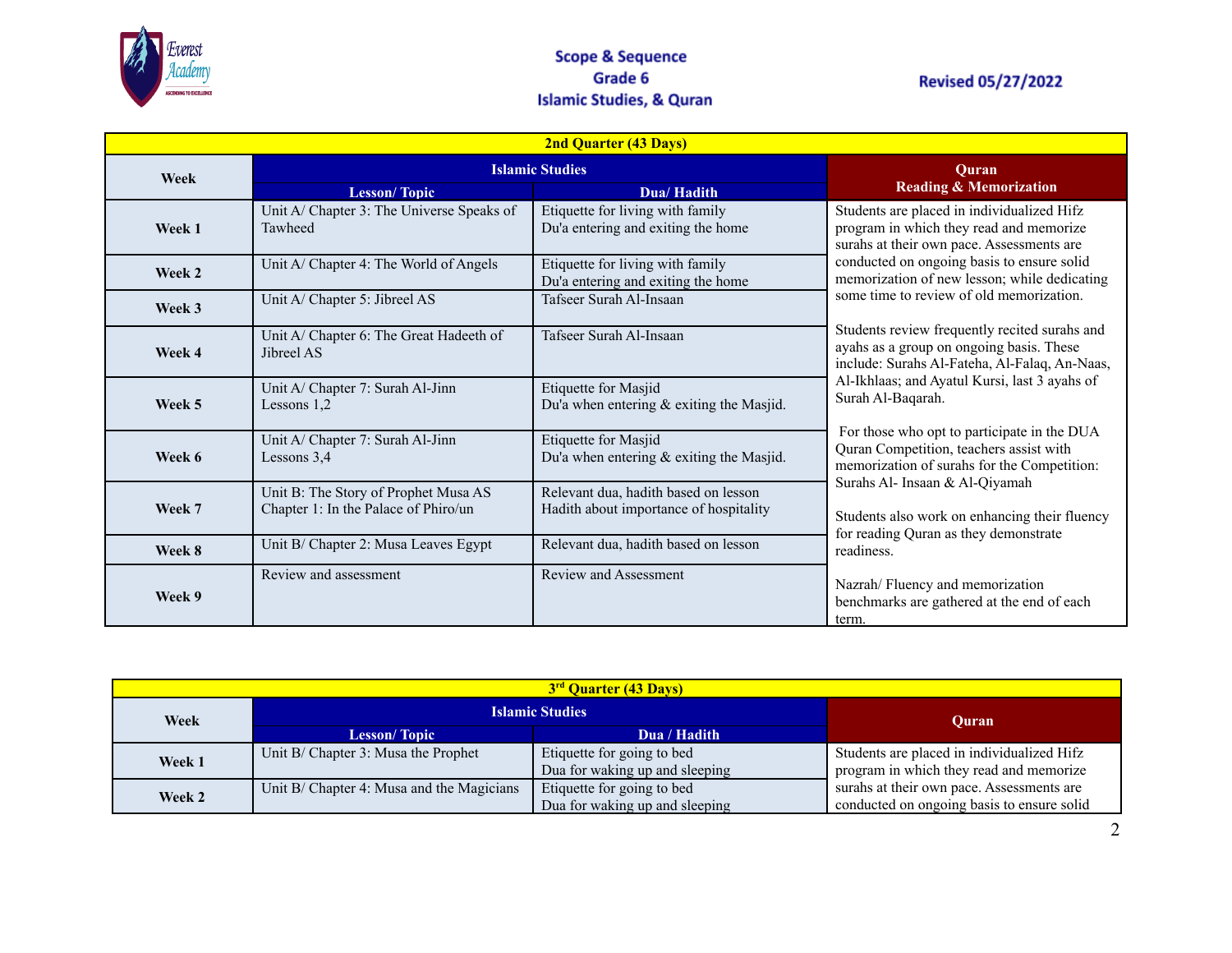| 2nd Quarter (43 Days) | | | |
|---|---|---|---|
| Week | Islamic Studies | | Quran Reading & Memorization |
| | Lesson/ Topic | Dua/ Hadith | |
| Week 1 | Unit A/ Chapter 3: The Universe Speaks of Tawheed | Etiquette for living with family<br>Du'a entering and exiting the home | Students are placed in individualized Hifz program in which they read and memorize surahs at their own pace. Assessments are conducted on ongoing basis to ensure solid memorization of new lesson; while dedicating some time to review of old memorization.<br><br>Students review frequently recited surahs and ayahs as a group on ongoing basis. These include: Surahs Al-Fateha, Al-Falaq, An-Naas, Al-Ikhlaas; and Ayatul Kursi, last 3 ayahs of Surah Al-Baqarah.<br><br>For those who opt to participate in the DUA Quran Competition, teachers assist with memorization of surahs for the Competition: Surahs Al- Insaan & Al-Qiyamah<br><br>Students also work on enhancing their fluency for reading Quran as they demonstrate readiness.<br><br>Nazrah/ Fluency and memorization benchmarks are gathered at the end of each term. |
| Week 2 | Unit A/ Chapter 4: The World of Angels | Etiquette for living with family<br>Du'a entering and exiting the home | |
| Week 3 | Unit A/ Chapter 5: Jibreel AS | Tafseer Surah Al-Insaan | |
| Week 4 | Unit A/ Chapter 6: The Great Hadeeth of Jibreel AS | Tafseer Surah Al-Insaan | |
| Week 5 | Unit A/ Chapter 7: Surah Al-Jinn<br>Lessons 1,2 | Etiquette for Masjid<br>Du'a when entering & exiting the Masjid. | |
| Week 6 | Unit A/ Chapter 7: Surah Al-Jinn<br>Lessons 3,4 | Etiquette for Masjid<br>Du'a when entering & exiting the Masjid. | |
| Week 7 | Unit B: The Story of Prophet Musa AS<br>Chapter 1: In the Palace of Phiro/un | Relevant dua, hadith based on lesson<br>Hadith about importance of hospitality | |
| Week 8 | Unit B/ Chapter 2: Musa Leaves Egypt | Relevant dua, hadith based on lesson | |
| Week 9 | Review and assessment | Review and Assessment | |

| 3rd Quarter (43 Days) | | | |
|---|---|---|---|
| Week | Islamic Studies | | Quran |
| | Lesson/ Topic | Dua / Hadith | |
| Week 1 | Unit B/ Chapter 3: Musa the Prophet | Etiquette for going to bed<br>Dua for waking up and sleeping | Students are placed in individualized Hifz program in which they read and memorize surahs at their own pace. Assessments are conducted on ongoing basis to ensure solid |
| Week 2 | Unit B/ Chapter 4: Musa and the Magicians | Etiquette for going to bed<br>Dua for waking up and sleeping | |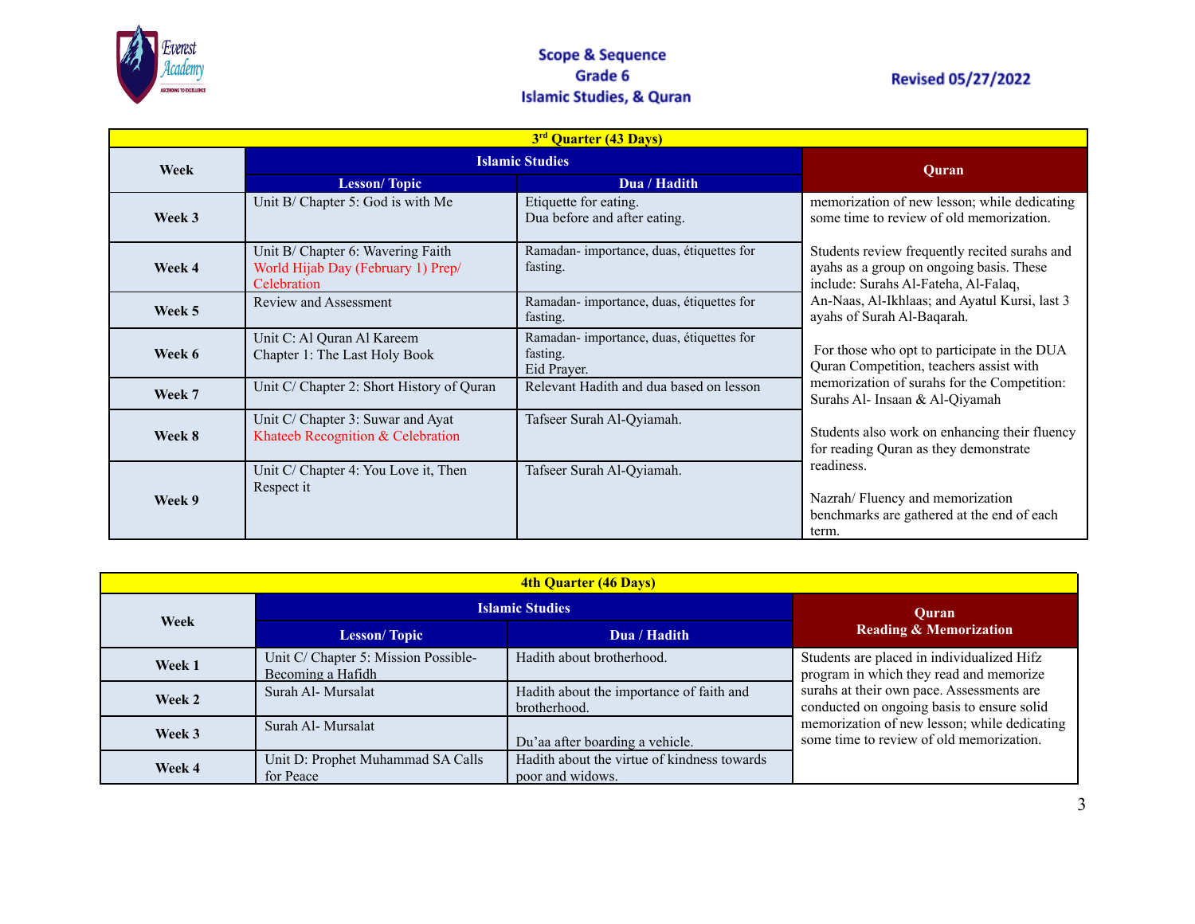Scope & Sequence
Grade 6
Islamic Studies, & Quran

Revised 05/27/2022

| 3rd Quarter (43 Days) | | | |
|---|---|---|---|
| Week | Islamic Studies | | Quran |
| | Lesson/ Topic | Dua / Hadith | |
| Week 3 | Unit B/ Chapter 5: God is with Me | Etiquette for eating.<br>Dua before and after eating. | memorization of new lesson; while dedicating some time to review of old memorization.<br><br>Students review frequently recited surahs and ayahs as a group on ongoing basis. These include: Surahs Al-Fateha, Al-Falaq, An-Naas, Al-Ikhlaas; and Ayatul Kursi, last 3 ayahs of Surah Al-Baqarah.<br><br>For those who opt to participate in the DUA Quran Competition, teachers assist with memorization of surahs for the Competition: Surahs Al- Insaan & Al-Qiyamah<br><br>Students also work on enhancing their fluency for reading Quran as they demonstrate readiness.<br><br>Nazrah/ Fluency and memorization benchmarks are gathered at the end of each term. |
| Week 4 | Unit B/ Chapter 6: Wavering Faith<br>World Hijab Day (February 1) Prep/ Celebration | Ramadan- importance, duas, étiquettes for fasting. | |
| Week 5 | Review and Assessment | Ramadan- importance, duas, étiquettes for fasting. | |
| Week 6 | Unit C: Al Quran Al Kareem<br>Chapter 1: The Last Holy Book | Ramadan- importance, duas, étiquettes for fasting.<br>Eid Prayer. | |
| Week 7 | Unit C/ Chapter 2: Short History of Quran | Relevant Hadith and dua based on lesson | |
| Week 8 | Unit C/ Chapter 3: Suwar and Ayat<br>Khateeb Recognition & Celebration | Tafseer Surah Al-Qyiamah. | |
| Week 9 | Unit C/ Chapter 4: You Love it, Then Respect it | Tafseer Surah Al-Qyiamah. | |

| 4th Quarter (46 Days) | | | |
|---|---|---|---|
| Week | Islamic Studies | | Quran<br>Reading & Memorization |
| | Lesson/ Topic | Dua / Hadith | |
| Week 1 | Unit C/ Chapter 5: Mission Possible- Becoming a Hafidh | Hadith about brotherhood. | Students are placed in individualized Hifz program in which they read and memorize surahs at their own pace. Assessments are conducted on ongoing basis to ensure solid memorization of new lesson; while dedicating some time to review of old memorization. |
| Week 2 | Surah Al- Mursalat | Hadith about the importance of faith and brotherhood. | |
| Week 3 | Surah Al- Mursalat | Du'aa after boarding a vehicle. | |
| Week 4 | Unit D: Prophet Muhammad SA Calls for Peace | Hadith about the virtue of kindness towards poor and widows. | |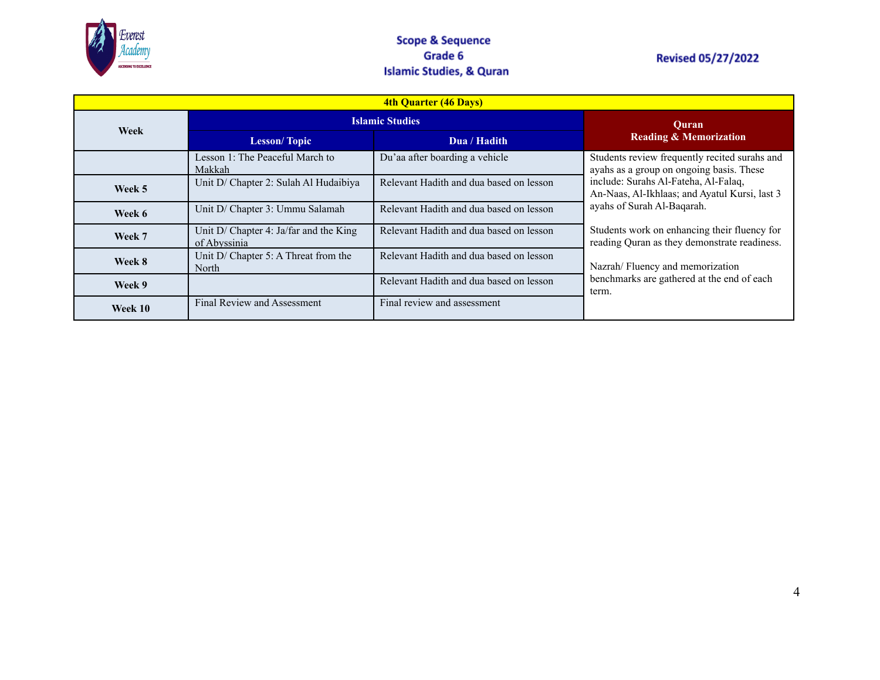Everest Academy

Scope & Sequence
Grade 6
Islamic Studies, & Quran

Revised 05/27/2022

| 4th Quarter (46 Days) | | | |
|---|---|---|---|
| Week | Islamic Studies | | Quran<br>Reading & Memorization |
| | Lesson/ Topic | Dua / Hadith | |
| | Lesson 1: The Peaceful March to Makkah | Du'aa after boarding a vehicle | Students review frequently recited surahs and ayahs as a group on ongoing basis. These include: Surahs Al-Fateha, Al-Falaq, An-Naas, Al-Ikhlaas; and Ayatul Kursi, last 3 ayahs of Surah Al-Baqarah.<br><br>Students work on enhancing their fluency for reading Quran as they demonstrate readiness.<br><br>Nazrah/ Fluency and memorization benchmarks are gathered at the end of each term. |
| Week 5 | Unit D/ Chapter 2: Sulah Al Hudaibiya | Relevant Hadith and dua based on lesson | |
| Week 6 | Unit D/ Chapter 3: Ummu Salamah | Relevant Hadith and dua based on lesson | |
| Week 7 | Unit D/ Chapter 4: Ja/far and the King of Abyssinia | Relevant Hadith and dua based on lesson | |
| Week 8 | Unit D/ Chapter 5: A Threat from the North | Relevant Hadith and dua based on lesson | |
| Week 9 | | Relevant Hadith and dua based on lesson | |
| Week 10 | Final Review and Assessment | Final review and assessment | |